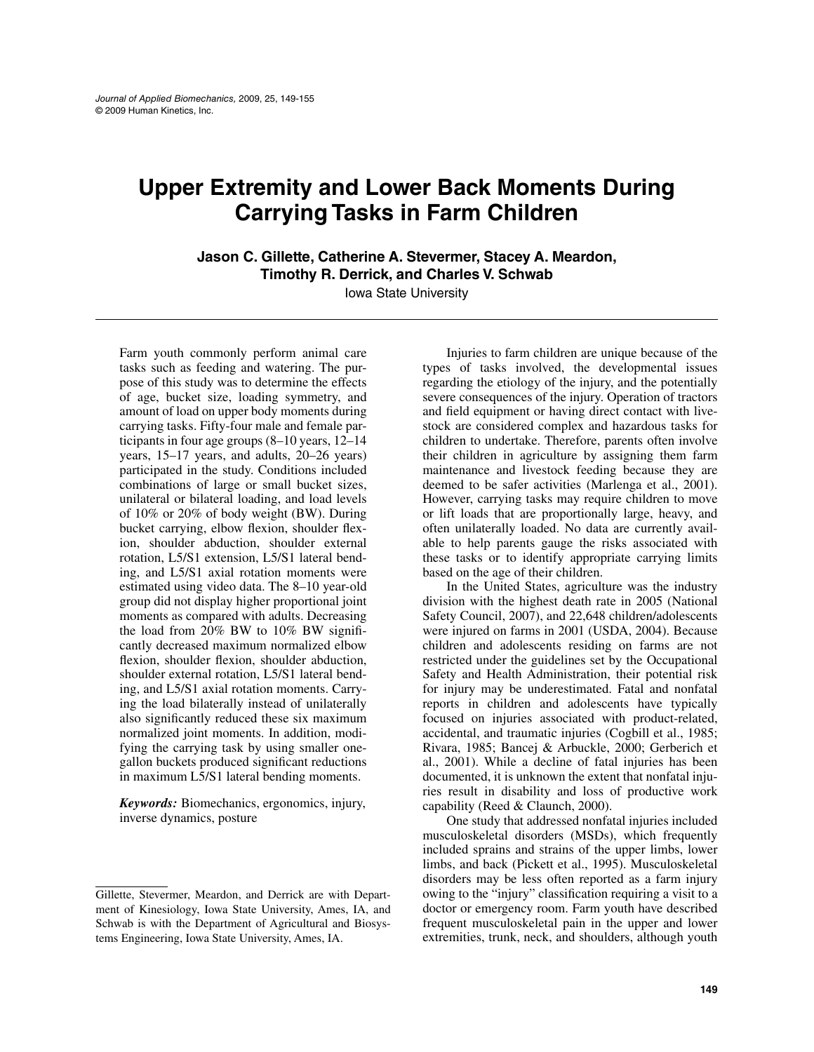# Upper Extremity and Lower Back Moments During Carrying Tasks in Farm Children

**Jason C. Gillette, Catherine A. Stevermer, Stacey A. Meardon, Timothy R. Derrick, and Charles V. Schwab**

Iowa State University

Farm youth commonly perform animal care tasks such as feeding and watering. The purpose of this study was to determine the effects of age, bucket size, loading symmetry, and amount of load on upper body moments during carrying tasks. Fifty-four male and female participants in four age groups (8–10 years, 12–14 years, 15–17 years, and adults, 20–26 years) participated in the study. Conditions included combinations of large or small bucket sizes, unilateral or bilateral loading, and load levels of 10% or 20% of body weight (BW). During bucket carrying, elbow flexion, shoulder flexion, shoulder abduction, shoulder external rotation, L5/S1 extension, L5/S1 lateral bending, and L5/S1 axial rotation moments were estimated using video data. The 8–10 year-old group did not display higher proportional joint moments as compared with adults. Decreasing the load from 20% BW to 10% BW significantly decreased maximum normalized elbow flexion, shoulder flexion, shoulder abduction, shoulder external rotation, L5/S1 lateral bending, and L5/S1 axial rotation moments. Carrying the load bilaterally instead of unilaterally also significantly reduced these six maximum normalized joint moments. In addition, modifying the carrying task by using smaller one-gallon buckets produced significant reductions in maximum L5/S1 lateral bending moments.

***Keywords:*** Biomechanics, ergonomics, injury, inverse dynamics, posture

Gillette, Stevermer, Meardon, and Derrick are with Department of Kinesiology, Iowa State University, Ames, IA, and Schwab is with the Department of Agricultural and Biosystems Engineering, Iowa State University, Ames, IA.

Injuries to farm children are unique because of the types of tasks involved, the developmental issues regarding the etiology of the injury, and the potentially severe consequences of the injury. Operation of tractors and field equipment or having direct contact with livestock are considered complex and hazardous tasks for children to undertake. Therefore, parents often involve their children in agriculture by assigning them farm maintenance and livestock feeding because they are deemed to be safer activities (Marlenga et al., 2001). However, carrying tasks may require children to move or lift loads that are proportionally large, heavy, and often unilaterally loaded. No data are currently available to help parents gauge the risks associated with these tasks or to identify appropriate carrying limits based on the age of their children.

In the United States, agriculture was the industry division with the highest death rate in 2005 (National Safety Council, 2007), and 22,648 children/adolescents were injured on farms in 2001 (USDA, 2004). Because children and adolescents residing on farms are not restricted under the guidelines set by the Occupational Safety and Health Administration, their potential risk for injury may be underestimated. Fatal and nonfatal reports in children and adolescents have typically focused on injuries associated with product-related, accidental, and traumatic injuries (Cogbill et al., 1985; Rivara, 1985; Bancej & Arbuckle, 2000; Gerberich et al., 2001). While a decline of fatal injuries has been documented, it is unknown the extent that nonfatal injuries result in disability and loss of productive work capability (Reed & Claunch, 2000).

One study that addressed nonfatal injuries included musculoskeletal disorders (MSDs), which frequently included sprains and strains of the upper limbs, lower limbs, and back (Pickett et al., 1995). Musculoskeletal disorders may be less often reported as a farm injury owing to the "injury" classification requiring a visit to a doctor or emergency room. Farm youth have described frequent musculoskeletal pain in the upper and lower extremities, trunk, neck, and shoulders, although youth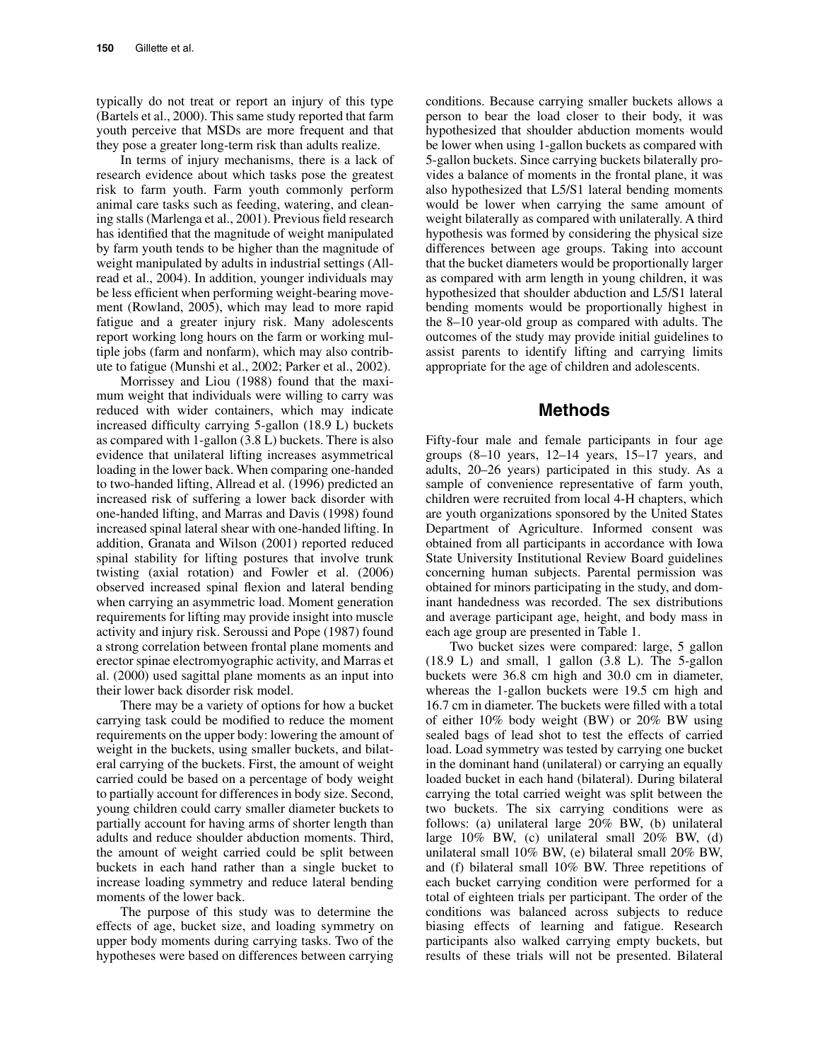typically do not treat or report an injury of this type (Bartels et al., 2000). This same study reported that farm youth perceive that MSDs are more frequent and that they pose a greater long-term risk than adults realize.

In terms of injury mechanisms, there is a lack of research evidence about which tasks pose the greatest risk to farm youth. Farm youth commonly perform animal care tasks such as feeding, watering, and cleaning stalls (Marlenga et al., 2001). Previous field research has identified that the magnitude of weight manipulated by farm youth tends to be higher than the magnitude of weight manipulated by adults in industrial settings (Allread et al., 2004). In addition, younger individuals may be less efficient when performing weight-bearing movement (Rowland, 2005), which may lead to more rapid fatigue and a greater injury risk. Many adolescents report working long hours on the farm or working multiple jobs (farm and nonfarm), which may also contribute to fatigue (Munshi et al., 2002; Parker et al., 2002).

Morrissey and Liou (1988) found that the maximum weight that individuals were willing to carry was reduced with wider containers, which may indicate increased difficulty carrying 5-gallon (18.9 L) buckets as compared with 1-gallon (3.8 L) buckets. There is also evidence that unilateral lifting increases asymmetrical loading in the lower back. When comparing one-handed to two-handed lifting, Allread et al. (1996) predicted an increased risk of suffering a lower back disorder with one-handed lifting, and Marras and Davis (1998) found increased spinal lateral shear with one-handed lifting. In addition, Granata and Wilson (2001) reported reduced spinal stability for lifting postures that involve trunk twisting (axial rotation) and Fowler et al. (2006) observed increased spinal flexion and lateral bending when carrying an asymmetric load. Moment generation requirements for lifting may provide insight into muscle activity and injury risk. Seroussi and Pope (1987) found a strong correlation between frontal plane moments and erector spinae electromyographic activity, and Marras et al. (2000) used sagittal plane moments as an input into their lower back disorder risk model.

There may be a variety of options for how a bucket carrying task could be modified to reduce the moment requirements on the upper body: lowering the amount of weight in the buckets, using smaller buckets, and bilateral carrying of the buckets. First, the amount of weight carried could be based on a percentage of body weight to partially account for differences in body size. Second, young children could carry smaller diameter buckets to partially account for having arms of shorter length than adults and reduce shoulder abduction moments. Third, the amount of weight carried could be split between buckets in each hand rather than a single bucket to increase loading symmetry and reduce lateral bending moments of the lower back.

The purpose of this study was to determine the effects of age, bucket size, and loading symmetry on upper body moments during carrying tasks. Two of the hypotheses were based on differences between carrying conditions. Because carrying smaller buckets allows a person to bear the load closer to their body, it was hypothesized that shoulder abduction moments would be lower when using 1-gallon buckets as compared with 5-gallon buckets. Since carrying buckets bilaterally provides a balance of moments in the frontal plane, it was also hypothesized that L5/S1 lateral bending moments would be lower when carrying the same amount of weight bilaterally as compared with unilaterally. A third hypothesis was formed by considering the physical size differences between age groups. Taking into account that the bucket diameters would be proportionally larger as compared with arm length in young children, it was hypothesized that shoulder abduction and L5/S1 lateral bending moments would be proportionally highest in the 8–10 year-old group as compared with adults. The outcomes of the study may provide initial guidelines to assist parents to identify lifting and carrying limits appropriate for the age of children and adolescents.

## Methods

Fifty-four male and female participants in four age groups (8–10 years, 12–14 years, 15–17 years, and adults, 20–26 years) participated in this study. As a sample of convenience representative of farm youth, children were recruited from local 4-H chapters, which are youth organizations sponsored by the United States Department of Agriculture. Informed consent was obtained from all participants in accordance with Iowa State University Institutional Review Board guidelines concerning human subjects. Parental permission was obtained for minors participating in the study, and dominant handedness was recorded. The sex distributions and average participant age, height, and body mass in each age group are presented in Table 1.

Two bucket sizes were compared: large, 5 gallon (18.9 L) and small, 1 gallon (3.8 L). The 5-gallon buckets were 36.8 cm high and 30.0 cm in diameter, whereas the 1-gallon buckets were 19.5 cm high and 16.7 cm in diameter. The buckets were filled with a total of either 10% body weight (BW) or 20% BW using sealed bags of lead shot to test the effects of carried load. Load symmetry was tested by carrying one bucket in the dominant hand (unilateral) or carrying an equally loaded bucket in each hand (bilateral). During bilateral carrying the total carried weight was split between the two buckets. The six carrying conditions were as follows: (a) unilateral large 20% BW, (b) unilateral large 10% BW, (c) unilateral small 20% BW, (d) unilateral small 10% BW, (e) bilateral small 20% BW, and (f) bilateral small 10% BW. Three repetitions of each bucket carrying condition were performed for a total of eighteen trials per participant. The order of the conditions was balanced across subjects to reduce biasing effects of learning and fatigue. Research participants also walked carrying empty buckets, but results of these trials will not be presented. Bilateral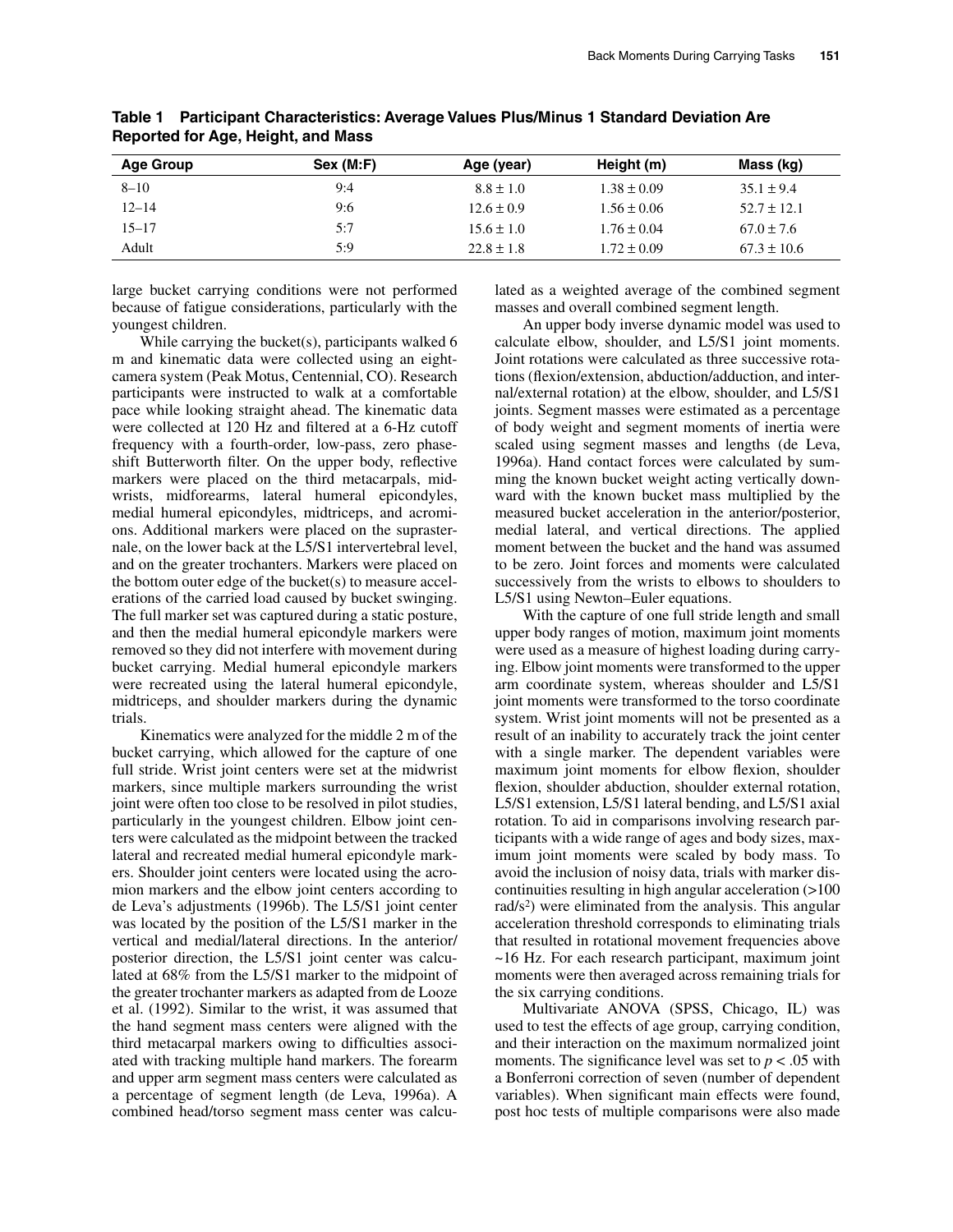**Table 1 Participant Characteristics: Average Values Plus/Minus 1 Standard Deviation Are Reported for Age, Height, and Mass**

| Age Group | Sex (M:F) | Age (year) | Height (m) | Mass (kg) |
|---|---|---|---|---|
| 8–10 | 9:4 | 8.8 ± 1.0 | 1.38 ± 0.09 | 35.1 ± 9.4 |
| 12–14 | 9:6 | 12.6 ± 0.9 | 1.56 ± 0.06 | 52.7 ± 12.1 |
| 15–17 | 5:7 | 15.6 ± 1.0 | 1.76 ± 0.04 | 67.0 ± 7.6 |
| Adult | 5:9 | 22.8 ± 1.8 | 1.72 ± 0.09 | 67.3 ± 10.6 |

large bucket carrying conditions were not performed because of fatigue considerations, particularly with the youngest children.

While carrying the bucket(s), participants walked 6 m and kinematic data were collected using an eight-camera system (Peak Motus, Centennial, CO). Research participants were instructed to walk at a comfortable pace while looking straight ahead. The kinematic data were collected at 120 Hz and filtered at a 6-Hz cutoff frequency with a fourth-order, low-pass, zero phase-shift Butterworth filter. On the upper body, reflective markers were placed on the third metacarpals, mid-wrists, midforearms, lateral humeral epicondyles, medial humeral epicondyles, midtriceps, and acromions. Additional markers were placed on the suprasternale, on the lower back at the L5/S1 intervertebral level, and on the greater trochanters. Markers were placed on the bottom outer edge of the bucket(s) to measure accelerations of the carried load caused by bucket swinging. The full marker set was captured during a static posture, and then the medial humeral epicondyle markers were removed so they did not interfere with movement during bucket carrying. Medial humeral epicondyle markers were recreated using the lateral humeral epicondyle, midtriceps, and shoulder markers during the dynamic trials.

Kinematics were analyzed for the middle 2 m of the bucket carrying, which allowed for the capture of one full stride. Wrist joint centers were set at the midwrist markers, since multiple markers surrounding the wrist joint were often too close to be resolved in pilot studies, particularly in the youngest children. Elbow joint centers were calculated as the midpoint between the tracked lateral and recreated medial humeral epicondyle markers. Shoulder joint centers were located using the acromion markers and the elbow joint centers according to de Leva's adjustments (1996b). The L5/S1 joint center was located by the position of the L5/S1 marker in the vertical and medial/lateral directions. In the anterior/posterior direction, the L5/S1 joint center was calculated at 68% from the L5/S1 marker to the midpoint of the greater trochanter markers as adapted from de Looze et al. (1992). Similar to the wrist, it was assumed that the hand segment mass centers were aligned with the third metacarpal markers owing to difficulties associated with tracking multiple hand markers. The forearm and upper arm segment mass centers were calculated as a percentage of segment length (de Leva, 1996a). A combined head/torso segment mass center was calculated as a weighted average of the combined segment masses and overall combined segment length.

An upper body inverse dynamic model was used to calculate elbow, shoulder, and L5/S1 joint moments. Joint rotations were calculated as three successive rotations (flexion/extension, abduction/adduction, and internal/external rotation) at the elbow, shoulder, and L5/S1 joints. Segment masses were estimated as a percentage of body weight and segment moments of inertia were scaled using segment masses and lengths (de Leva, 1996a). Hand contact forces were calculated by summing the known bucket weight acting vertically downward with the known bucket mass multiplied by the measured bucket acceleration in the anterior/posterior, medial lateral, and vertical directions. The applied moment between the bucket and the hand was assumed to be zero. Joint forces and moments were calculated successively from the wrists to elbows to shoulders to L5/S1 using Newton–Euler equations.

With the capture of one full stride length and small upper body ranges of motion, maximum joint moments were used as a measure of highest loading during carrying. Elbow joint moments were transformed to the upper arm coordinate system, whereas shoulder and L5/S1 joint moments were transformed to the torso coordinate system. Wrist joint moments will not be presented as a result of an inability to accurately track the joint center with a single marker. The dependent variables were maximum joint moments for elbow flexion, shoulder flexion, shoulder abduction, shoulder external rotation, L5/S1 extension, L5/S1 lateral bending, and L5/S1 axial rotation. To aid in comparisons involving research participants with a wide range of ages and body sizes, maximum joint moments were scaled by body mass. To avoid the inclusion of noisy data, trials with marker discontinuities resulting in high angular acceleration (>100 rad/s$^2$) were eliminated from the analysis. This angular acceleration threshold corresponds to eliminating trials that resulted in rotational movement frequencies above ~16 Hz. For each research participant, maximum joint moments were then averaged across remaining trials for the six carrying conditions.

Multivariate ANOVA (SPSS, Chicago, IL) was used to test the effects of age group, carrying condition, and their interaction on the maximum normalized joint moments. The significance level was set to $p < .05$ with a Bonferroni correction of seven (number of dependent variables). When significant main effects were found, post hoc tests of multiple comparisons were also made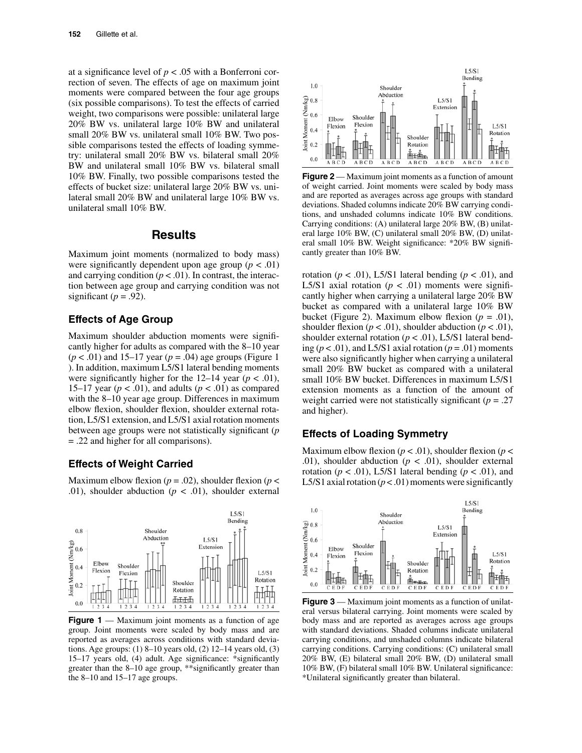at a significance level of $p < .05$ with a Bonferroni correction of seven. The effects of age on maximum joint moments were compared between the four age groups (six possible comparisons). To test the effects of carried weight, two comparisons were possible: unilateral large 20% BW vs. unilateral large 10% BW and unilateral small 20% BW vs. unilateral small 10% BW. Two possible comparisons tested the effects of loading symmetry: unilateral small 20% BW vs. bilateral small 20% BW and unilateral small 10% BW vs. bilateral small 10% BW. Finally, two possible comparisons tested the effects of bucket size: unilateral large 20% BW vs. unilateral small 20% BW and unilateral large 10% BW vs. unilateral small 10% BW.

## Results

Maximum joint moments (normalized to body mass) were significantly dependent upon age group ($p < .01$) and carrying condition ($p < .01$). In contrast, the interaction between age group and carrying condition was not significant ($p = .92$).

### Effects of Age Group

Maximum shoulder abduction moments were significantly higher for adults as compared with the 8–10 year ($p < .01$) and 15–17 year ($p = .04$) age groups (Figure 1 ). In addition, maximum L5/S1 lateral bending moments were significantly higher for the 12–14 year ($p < .01$), 15–17 year ($p < .01$), and adults ($p < .01$) as compared with the 8–10 year age group. Differences in maximum elbow flexion, shoulder flexion, shoulder external rotation, L5/S1 extension, and L5/S1 axial rotation moments between age groups were not statistically significant ($p = .22$ and higher for all comparisons).

### Effects of Weight Carried

Maximum elbow flexion ($p = .02$), shoulder flexion ($p < .01$), shoulder abduction ($p < .01$), shoulder external rotation ($p < .01$), L5/S1 lateral bending ($p < .01$), and L5/S1 axial rotation ($p < .01$) moments were significantly higher when carrying a unilateral large 20% BW bucket as compared with a unilateral large 10% BW bucket (Figure 2). Maximum elbow flexion ($p = .01$), shoulder flexion ($p < .01$), shoulder abduction ($p < .01$), shoulder external rotation ($p < .01$), L5/S1 lateral bending ($p < .01$), and L5/S1 axial rotation ($p = .01$) moments were also significantly higher when carrying a unilateral small 20% BW bucket as compared with a unilateral small 10% BW bucket. Differences in maximum L5/S1 extension moments as a function of the amount of weight carried were not statistically significant ($p = .27$ and higher).

**Figure 1** — Maximum joint moments as a function of age group. Joint moments were scaled by body mass and are reported as averages across conditions with standard deviations. Age groups: (1) 8–10 years old, (2) 12–14 years old, (3) 15–17 years old, (4) adult. Age significance: *significantly greater than the 8–10 age group, **significantly greater than the 8–10 and 15–17 age groups.

**Figure 2** — Maximum joint moments as a function of amount of weight carried. Joint moments were scaled by body mass and are reported as averages across age groups with standard deviations. Shaded columns indicate 20% BW carrying conditions, and unshaded columns indicate 10% BW conditions. Carrying conditions: (A) unilateral large 20% BW, (B) unilateral large 10% BW, (C) unilateral small 20% BW, (D) unilateral small 10% BW. Weight significance: *20% BW significantly greater than 10% BW.

### Effects of Loading Symmetry

Maximum elbow flexion ($p < .01$), shoulder flexion ($p < .01$), shoulder abduction ($p < .01$), shoulder external rotation ($p < .01$), L5/S1 lateral bending ($p < .01$), and L5/S1 axial rotation ($p < .01$) moments were significantly

**Figure 3** — Maximum joint moments as a function of unilateral versus bilateral carrying. Joint moments were scaled by body mass and are reported as averages across age groups with standard deviations. Shaded columns indicate unilateral carrying conditions, and unshaded columns indicate bilateral carrying conditions. Carrying conditions: (C) unilateral small 20% BW, (E) bilateral small 20% BW, (D) unilateral small 10% BW, (F) bilateral small 10% BW. Unilateral significance: *Unilateral significantly greater than bilateral.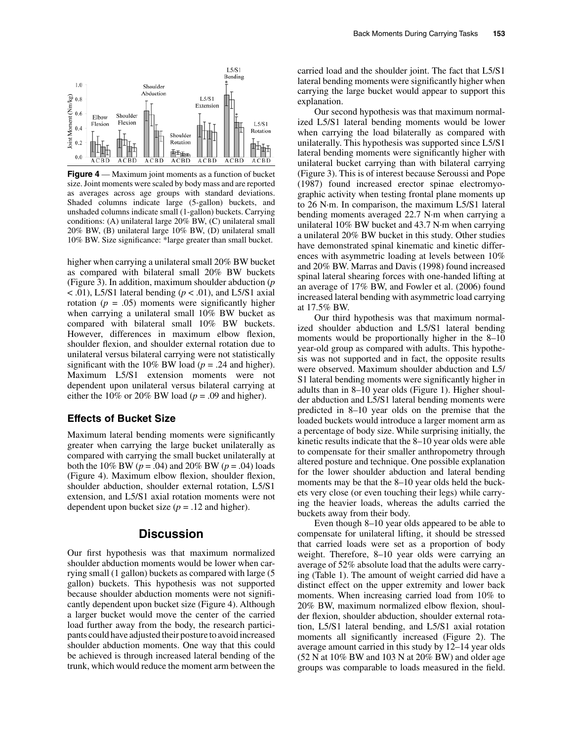**Figure 4** — Maximum joint moments as a function of bucket size. Joint moments were scaled by body mass and are reported as averages across age groups with standard deviations. Shaded columns indicate large (5-gallon) buckets, and unshaded columns indicate small (1-gallon) buckets. Carrying conditions: (A) unilateral large 20% BW, (C) unilateral small 20% BW, (B) unilateral large 10% BW, (D) unilateral small 10% BW. Size significance: *large greater than small bucket.

higher when carrying a unilateral small 20% BW bucket as compared with bilateral small 20% BW buckets (Figure 3). In addition, maximum shoulder abduction ($p < .01$), L5/S1 lateral bending ($p < .01$), and L5/S1 axial rotation ($p = .05$) moments were significantly higher when carrying a unilateral small 10% BW bucket as compared with bilateral small 10% BW buckets. However, differences in maximum elbow flexion, shoulder flexion, and shoulder external rotation due to unilateral versus bilateral carrying were not statistically significant with the 10% BW load ($p = .24$ and higher). Maximum L5/S1 extension moments were not dependent upon unilateral versus bilateral carrying at either the 10% or 20% BW load ($p = .09$ and higher).

### Effects of Bucket Size

Maximum lateral bending moments were significantly greater when carrying the large bucket unilaterally as compared with carrying the small bucket unilaterally at both the 10% BW ($p = .04$) and 20% BW ($p = .04$) loads (Figure 4). Maximum elbow flexion, shoulder flexion, shoulder abduction, shoulder external rotation, L5/S1 extension, and L5/S1 axial rotation moments were not dependent upon bucket size ($p = .12$ and higher).

## Discussion

Our first hypothesis was that maximum normalized shoulder abduction moments would be lower when carrying small (1 gallon) buckets as compared with large (5 gallon) buckets. This hypothesis was not supported because shoulder abduction moments were not significantly dependent upon bucket size (Figure 4). Although a larger bucket would move the center of the carried load further away from the body, the research participants could have adjusted their posture to avoid increased shoulder abduction moments. One way that this could be achieved is through increased lateral bending of the trunk, which would reduce the moment arm between the carried load and the shoulder joint. The fact that L5/S1 lateral bending moments were significantly higher when carrying the large bucket would appear to support this explanation.

Our second hypothesis was that maximum normalized L5/S1 lateral bending moments would be lower when carrying the load bilaterally as compared with unilaterally. This hypothesis was supported since L5/S1 lateral bending moments were significantly higher with unilateral bucket carrying than with bilateral carrying (Figure 3). This is of interest because Seroussi and Pope (1987) found increased erector spinae electromyographic activity when testing frontal plane moments up to 26 N·m. In comparison, the maximum L5/S1 lateral bending moments averaged 22.7 N·m when carrying a unilateral 10% BW bucket and 43.7 N·m when carrying a unilateral 20% BW bucket in this study. Other studies have demonstrated spinal kinematic and kinetic differences with asymmetric loading at levels between 10% and 20% BW. Marras and Davis (1998) found increased spinal lateral shearing forces with one-handed lifting at an average of 17% BW, and Fowler et al. (2006) found increased lateral bending with asymmetric load carrying at 17.5% BW.

Our third hypothesis was that maximum normalized shoulder abduction and L5/S1 lateral bending moments would be proportionally higher in the 8–10 year-old group as compared with adults. This hypothesis was not supported and in fact, the opposite results were observed. Maximum shoulder abduction and L5/S1 lateral bending moments were significantly higher in adults than in 8–10 year olds (Figure 1). Higher shoulder abduction and L5/S1 lateral bending moments were predicted in 8–10 year olds on the premise that the loaded buckets would introduce a larger moment arm as a percentage of body size. While surprising initially, the kinetic results indicate that the 8–10 year olds were able to compensate for their smaller anthropometry through altered posture and technique. One possible explanation for the lower shoulder abduction and lateral bending moments may be that the 8–10 year olds held the buckets very close (or even touching their legs) while carrying the heavier loads, whereas the adults carried the buckets away from their body.

Even though 8–10 year olds appeared to be able to compensate for unilateral lifting, it should be stressed that carried loads were set as a proportion of body weight. Therefore, 8–10 year olds were carrying an average of 52% absolute load that the adults were carrying (Table 1). The amount of weight carried did have a distinct effect on the upper extremity and lower back moments. When increasing carried load from 10% to 20% BW, maximum normalized elbow flexion, shoulder flexion, shoulder abduction, shoulder external rotation, L5/S1 lateral bending, and L5/S1 axial rotation moments all significantly increased (Figure 2). The average amount carried in this study by 12–14 year olds (52 N at 10% BW and 103 N at 20% BW) and older age groups was comparable to loads measured in the field.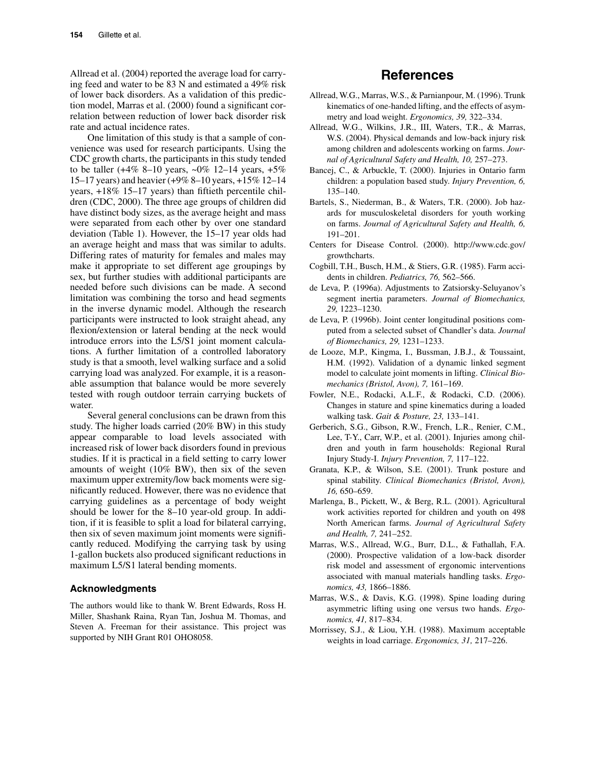Allread et al. (2004) reported the average load for carrying feed and water to be 83 N and estimated a 49% risk of lower back disorders. As a validation of this prediction model, Marras et al. (2000) found a significant correlation between reduction of lower back disorder risk rate and actual incidence rates.

One limitation of this study is that a sample of convenience was used for research participants. Using the CDC growth charts, the participants in this study tended to be taller (+4% 8–10 years, ~0% 12–14 years, +5% 15–17 years) and heavier (+9% 8–10 years, +15% 12–14 years, +18% 15–17 years) than fiftieth percentile children (CDC, 2000). The three age groups of children did have distinct body sizes, as the average height and mass were separated from each other by over one standard deviation (Table 1). However, the 15–17 year olds had an average height and mass that was similar to adults. Differing rates of maturity for females and males may make it appropriate to set different age groupings by sex, but further studies with additional participants are needed before such divisions can be made. A second limitation was combining the torso and head segments in the inverse dynamic model. Although the research participants were instructed to look straight ahead, any flexion/extension or lateral bending at the neck would introduce errors into the L5/S1 joint moment calculations. A further limitation of a controlled laboratory study is that a smooth, level walking surface and a solid carrying load was analyzed. For example, it is a reasonable assumption that balance would be more severely tested with rough outdoor terrain carrying buckets of water.

Several general conclusions can be drawn from this study. The higher loads carried (20% BW) in this study appear comparable to load levels associated with increased risk of lower back disorders found in previous studies. If it is practical in a field setting to carry lower amounts of weight (10% BW), then six of the seven maximum upper extremity/low back moments were significantly reduced. However, there was no evidence that carrying guidelines as a percentage of body weight should be lower for the 8–10 year-old group. In addition, if it is feasible to split a load for bilateral carrying, then six of seven maximum joint moments were significantly reduced. Modifying the carrying task by using 1-gallon buckets also produced significant reductions in maximum L5/S1 lateral bending moments.

### Acknowledgments

The authors would like to thank W. Brent Edwards, Ross H. Miller, Shashank Raina, Ryan Tan, Joshua M. Thomas, and Steven A. Freeman for their assistance. This project was supported by NIH Grant R01 OHO8058.

## References

Allread, W.G., Marras, W.S., & Parnianpour, M. (1996). Trunk kinematics of one-handed lifting, and the effects of asymmetry and load weight. *Ergonomics, 39,* 322–334.

Allread, W.G., Wilkins, J.R., III, Waters, T.R., & Marras, W.S. (2004). Physical demands and low-back injury risk among children and adolescents working on farms. *Journal of Agricultural Safety and Health, 10,* 257–273.

Bancej, C., & Arbuckle, T. (2000). Injuries in Ontario farm children: a population based study. *Injury Prevention, 6,* 135–140.

Bartels, S., Niederman, B., & Waters, T.R. (2000). Job hazards for musculoskeletal disorders for youth working on farms. *Journal of Agricultural Safety and Health, 6,* 191–201.

Centers for Disease Control. (2000). http://www.cdc.gov/growthcharts.

Cogbill, T.H., Busch, H.M., & Stiers, G.R. (1985). Farm accidents in children. *Pediatrics, 76,* 562–566.

de Leva, P. (1996a). Adjustments to Zatsiorsky-Seluyanov's segment inertia parameters. *Journal of Biomechanics, 29,* 1223–1230.

de Leva, P. (1996b). Joint center longitudinal positions computed from a selected subset of Chandler's data. *Journal of Biomechanics, 29,* 1231–1233.

de Looze, M.P., Kingma, I., Bussman, J.B.J., & Toussaint, H.M. (1992). Validation of a dynamic linked segment model to calculate joint moments in lifting. *Clinical Biomechanics (Bristol, Avon), 7,* 161–169.

Fowler, N.E., Rodacki, A.L.F., & Rodacki, C.D. (2006). Changes in stature and spine kinematics during a loaded walking task. *Gait & Posture, 23,* 133–141.

Gerberich, S.G., Gibson, R.W., French, L.R., Renier, C.M., Lee, T-Y., Carr, W.P., et al. (2001). Injuries among children and youth in farm households: Regional Rural Injury Study-I. *Injury Prevention, 7,* 117–122.

Granata, K.P., & Wilson, S.E. (2001). Trunk posture and spinal stability. *Clinical Biomechanics (Bristol, Avon), 16,* 650–659.

Marlenga, B., Pickett, W., & Berg, R.L. (2001). Agricultural work activities reported for children and youth on 498 North American farms. *Journal of Agricultural Safety and Health, 7,* 241–252.

Marras, W.S., Allread, W.G., Burr, D.L., & Fathallah, F.A. (2000). Prospective validation of a low-back disorder risk model and assessment of ergonomic interventions associated with manual materials handling tasks. *Ergonomics, 43,* 1866–1886.

Marras, W.S., & Davis, K.G. (1998). Spine loading during asymmetric lifting using one versus two hands. *Ergonomics, 41,* 817–834.

Morrissey, S.J., & Liou, Y.H. (1988). Maximum acceptable weights in load carriage. *Ergonomics, 31,* 217–226.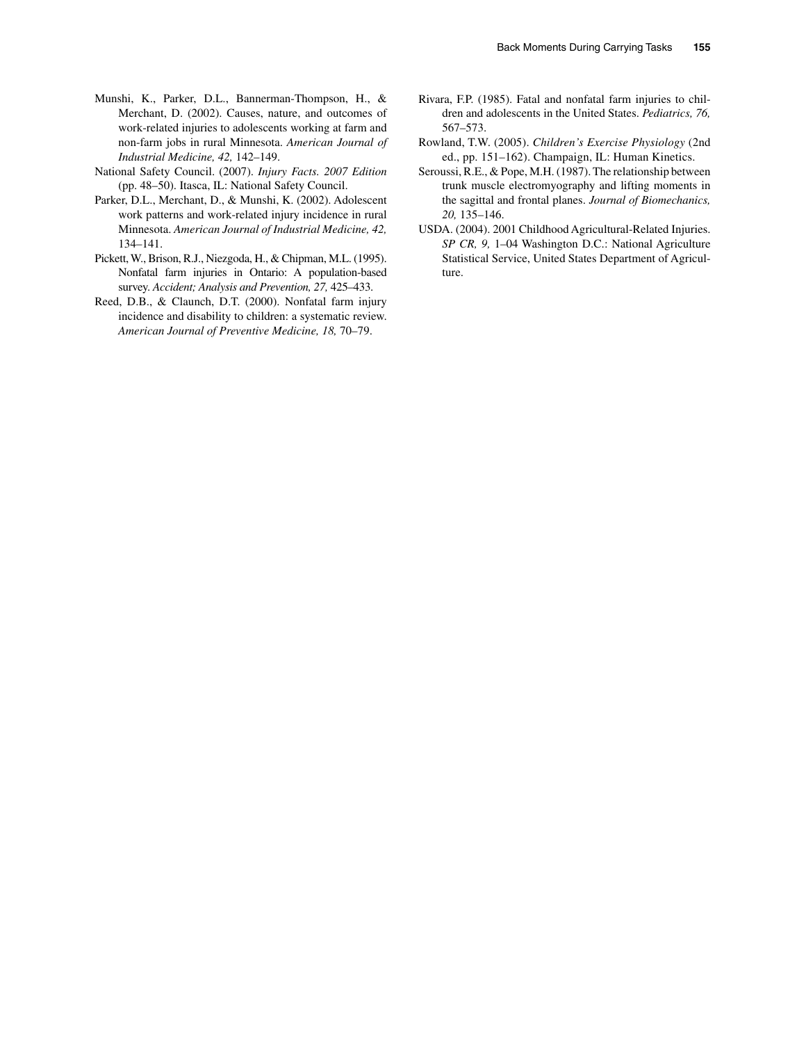Munshi, K., Parker, D.L., Bannerman-Thompson, H., & Merchant, D. (2002). Causes, nature, and outcomes of work-related injuries to adolescents working at farm and non-farm jobs in rural Minnesota. *American Journal of Industrial Medicine, 42,* 142–149.

National Safety Council. (2007). *Injury Facts. 2007 Edition* (pp. 48–50). Itasca, IL: National Safety Council.

Parker, D.L., Merchant, D., & Munshi, K. (2002). Adolescent work patterns and work-related injury incidence in rural Minnesota. *American Journal of Industrial Medicine, 42,* 134–141.

Pickett, W., Brison, R.J., Niezgoda, H., & Chipman, M.L. (1995). Nonfatal farm injuries in Ontario: A population-based survey. *Accident; Analysis and Prevention, 27,* 425–433.

Reed, D.B., & Claunch, D.T. (2000). Nonfatal farm injury incidence and disability to children: a systematic review. *American Journal of Preventive Medicine, 18,* 70–79.

Rivara, F.P. (1985). Fatal and nonfatal farm injuries to children and adolescents in the United States. *Pediatrics, 76,* 567–573.

Rowland, T.W. (2005). *Children's Exercise Physiology* (2nd ed., pp. 151–162). Champaign, IL: Human Kinetics.

Seroussi, R.E., & Pope, M.H. (1987). The relationship between trunk muscle electromyography and lifting moments in the sagittal and frontal planes. *Journal of Biomechanics, 20,* 135–146.

USDA. (2004). 2001 Childhood Agricultural-Related Injuries. *SP CR, 9,* 1–04 Washington D.C.: National Agriculture Statistical Service, United States Department of Agriculture.